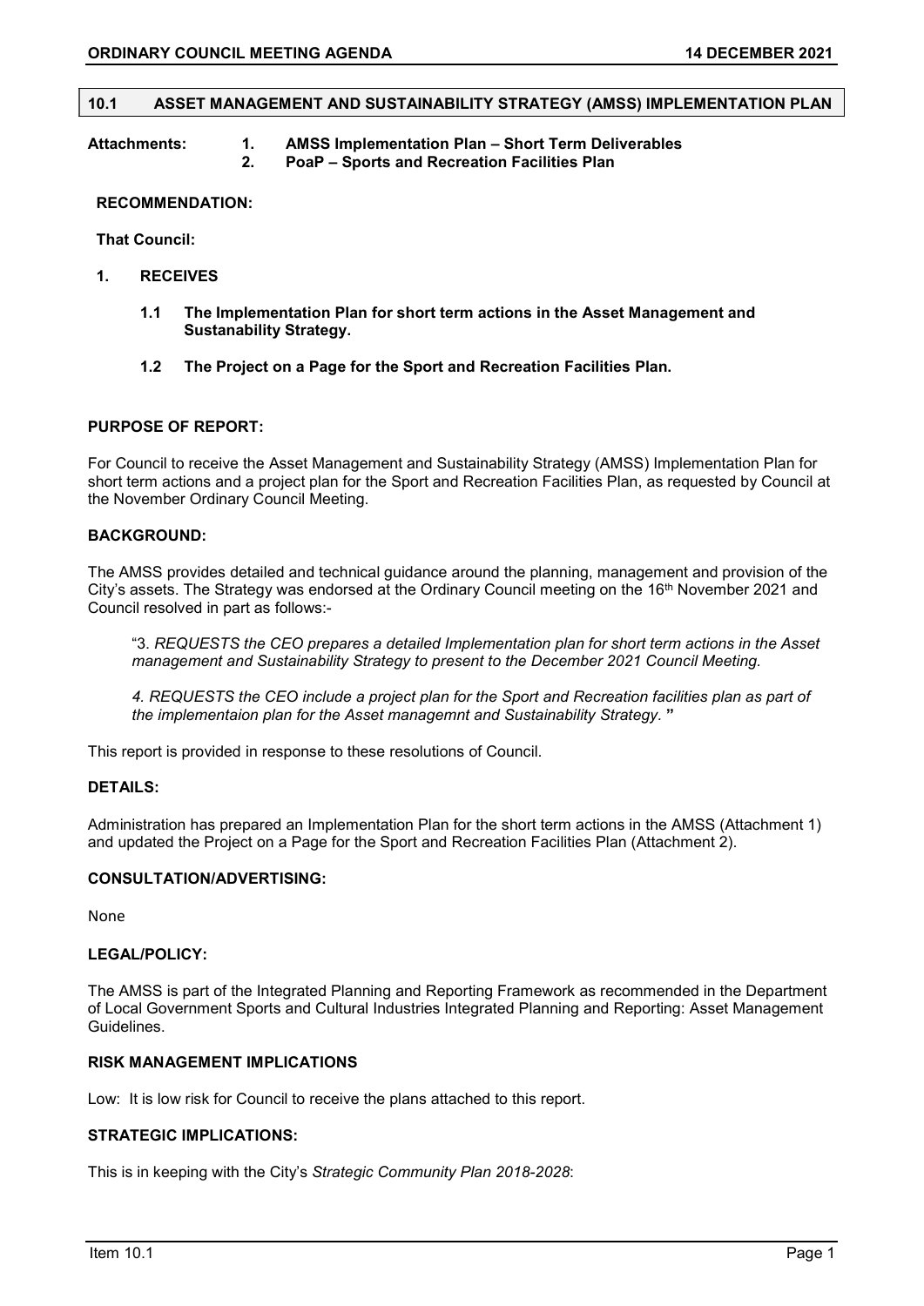## 10.1 ASSET MANAGEMENT AND SUSTAINABILITY STRATEGY (AMSS) IMPLEMENTATION PLAN

**Attachments:**
1. **AMSS Implementation Plan – Short Term Deliverables**
2. **PoaP – Sports and Recreation Facilities Plan**

**RECOMMENDATION:**

**That Council:**

1. **RECEIVES**

   1.1 **The Implementation Plan for short term actions in the Asset Management and Sustainability Strategy.**

   1.2 **The Project on a Page for the Sport and Recreation Facilities Plan.**

**PURPOSE OF REPORT:**

For Council to receive the Asset Management and Sustainability Strategy (AMSS) Implementation Plan for short term actions and a project plan for the Sport and Recreation Facilities Plan, as requested by Council at the November Ordinary Council Meeting.

**BACKGROUND:**

The AMSS provides detailed and technical guidance around the planning, management and provision of the City's assets. The Strategy was endorsed at the Ordinary Council meeting on the 16th November 2021 and Council resolved in part as follows:-

"3. *REQUESTS the CEO prepares a detailed Implementation plan for short term actions in the Asset management and Sustainability Strategy to present to the December 2021 Council Meeting.*

*4. REQUESTS the CEO include a project plan for the Sport and Recreation facilities plan as part of the implementaion plan for the Asset managemnt and Sustainability Strategy.* **"**

This report is provided in response to these resolutions of Council.

**DETAILS:**

Administration has prepared an Implementation Plan for the short term actions in the AMSS (Attachment 1) and updated the Project on a Page for the Sport and Recreation Facilities Plan (Attachment 2).

**CONSULTATION/ADVERTISING:**

None

**LEGAL/POLICY:**

The AMSS is part of the Integrated Planning and Reporting Framework as recommended in the Department of Local Government Sports and Cultural Industries Integrated Planning and Reporting: Asset Management Guidelines.

**RISK MANAGEMENT IMPLICATIONS**

Low: It is low risk for Council to receive the plans attached to this report.

**STRATEGIC IMPLICATIONS:**

This is in keeping with the City's *Strategic Community Plan 2018-2028*: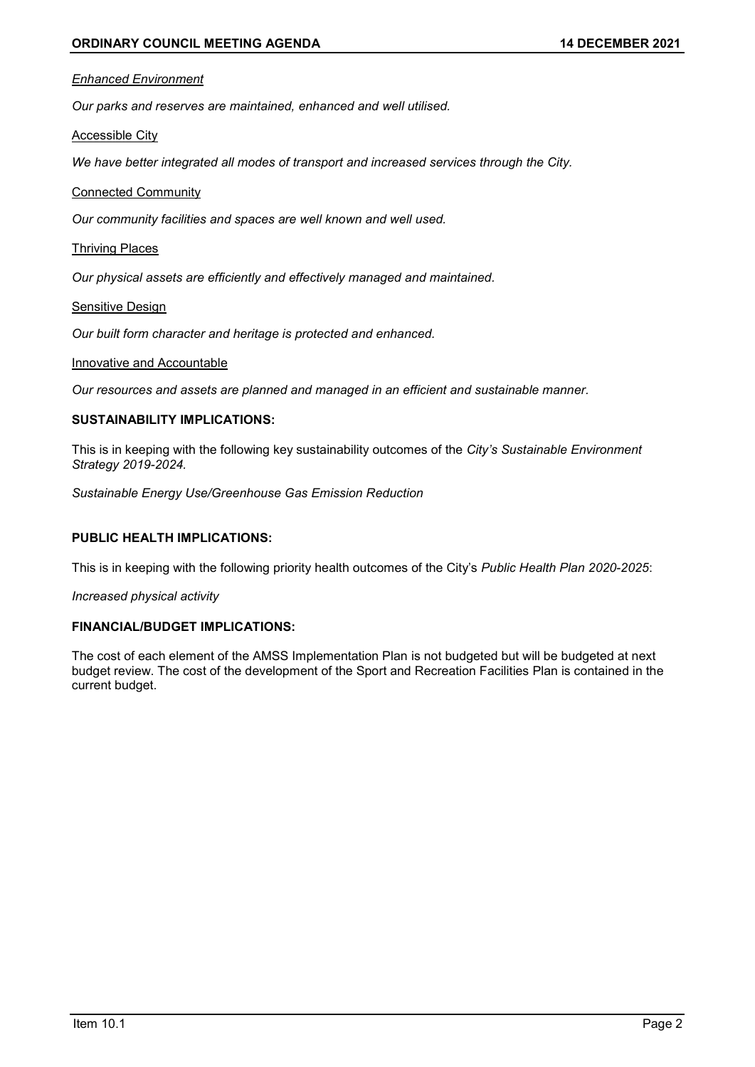*Enhanced Environment*

*Our parks and reserves are maintained, enhanced and well utilised.*

Accessible City

*We have better integrated all modes of transport and increased services through the City.*

Connected Community

*Our community facilities and spaces are well known and well used.*

Thriving Places

*Our physical assets are efficiently and effectively managed and maintained.*

Sensitive Design

*Our built form character and heritage is protected and enhanced.*

Innovative and Accountable

*Our resources and assets are planned and managed in an efficient and sustainable manner.*

**SUSTAINABILITY IMPLICATIONS:**

This is in keeping with the following key sustainability outcomes of the *City's Sustainable Environment Strategy 2019-2024.*

*Sustainable Energy Use/Greenhouse Gas Emission Reduction*

**PUBLIC HEALTH IMPLICATIONS:**

This is in keeping with the following priority health outcomes of the City's *Public Health Plan 2020-2025*:

*Increased physical activity*

**FINANCIAL/BUDGET IMPLICATIONS:**

The cost of each element of the AMSS Implementation Plan is not budgeted but will be budgeted at next budget review. The cost of the development of the Sport and Recreation Facilities Plan is contained in the current budget.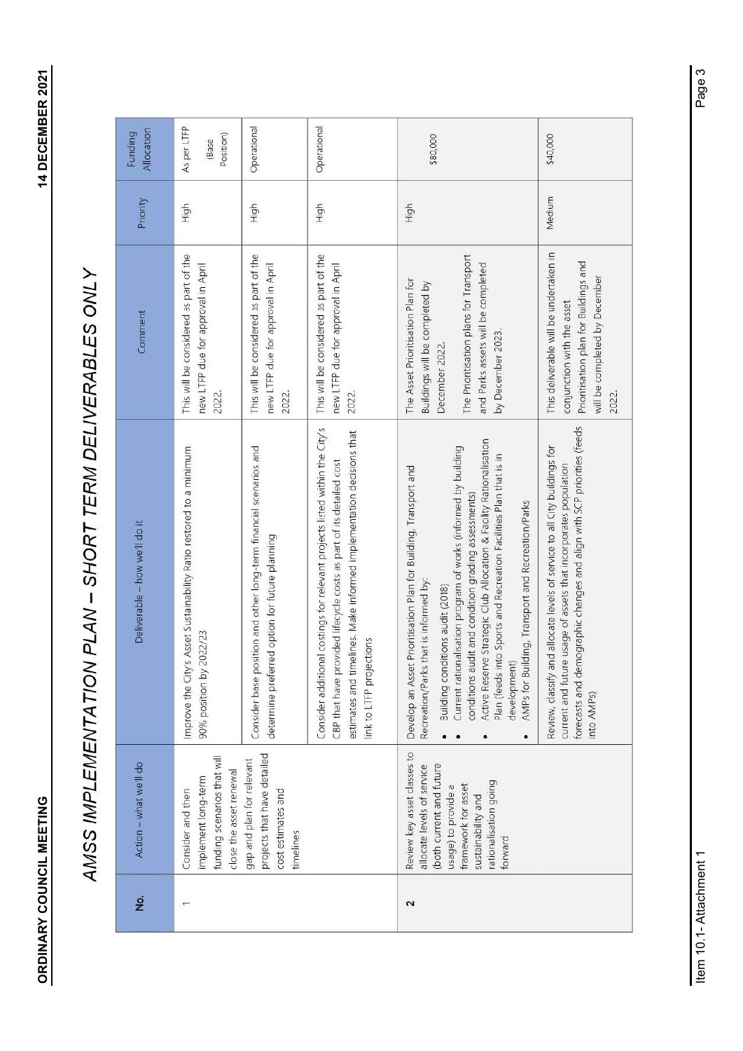# AMSS IMPLEMENTATION PLAN – SHORT TERM DELIVERABLES ONLY

| No. | Action – what we'll do | Deliverable – how we'll do it | Comment | Priority | Funding Allocation |
|---|---|---|---|---|---|
| 1 | Consider and then implement long-term funding scenarios that will close the asset renewal gap and plan for relevant projects that have detailed cost estimates and timelines | Improve the City's Asset Sustainability Ratio restored to a minimum 90% position by 2022/23 | This will be considered as part of the new LTFP due for approval in April 2022. | High | As per LTFP (Base Position) |
| | | Consider base position and other long-term financial scenarios and determine preferred option for future planning | This will be considered as part of the new LTFP due for approval in April 2022. | High | Operational |
| | | Consider additional costings for relevant projects listed within the City's CBP that have provided lifecycle costs as part of its detailed cost estimates and timelines. Make informed implementation decisions that link to LTFP projections | This will be considered as part of the new LTFP due for approval in April 2022. | High | Operational |
| 2 | Review key asset classes to allocate levels of service (both current and future usage) to provide a framework for asset sustainability and rationalisation going forward | Develop an Asset Prioritisation Plan for Building, Transport and Recreation/Parks that is informed by:<br>• Building conditions audit (2018)<br>• Current rationalisation program of works (informed by building conditions audit and condition grading assessments)<br>• Active Reserve Strategic Club Allocation & Facility Rationalisation Plan (feeds into Sports and Recreation Facilities Plan that is in development)<br>• AMPs for Building, Transport and Recreation/Parks | The Asset Prioritisation Plan for Buildings will be completed by December 2022.<br><br>The Prioritisation plans for Transport and Parks assets will be completed by December 2023. | High | $80,000 |
| | | Review, classify and allocate levels of service to all City buildings for current and future usage of assets that incorporates population forecasts and demographic changes and align with SCP priorities (feeds into AMPs) | This deliverable will be undertaken in conjunction with the asset Prioritisation plan for Buildings and will be completed by December 2022. | Medium | $40,000 |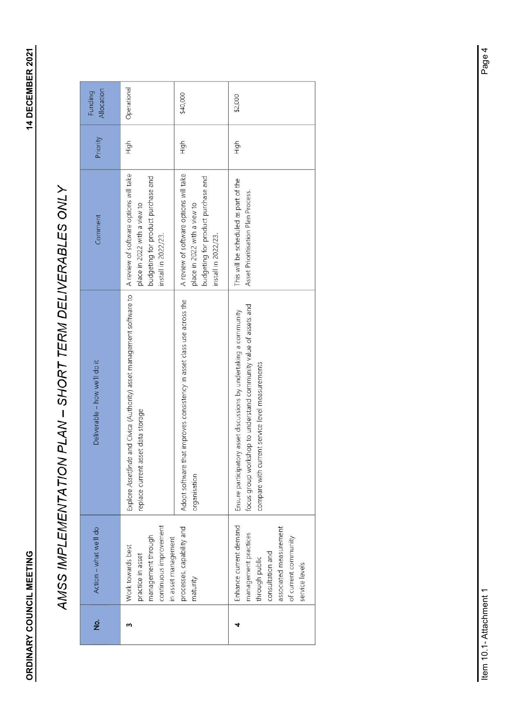# AMSS IMPLEMENTATION PLAN – SHORT TERM DELIVERABLES ONLY

| No. | Action – what we'll do | Deliverable – how we'll do it | Comment | Priority | Funding Allocation |
|---|---|---|---|---|---|
| 3 | Work towards best practice in asset management through continuous improvement in asset management processes, capability and maturity | Explore *Assetfinda* and Civica (Authority) asset management software to replace current asset data storage | A review of software options will take place in 2022 with a view to budgeting for product purchase and install in 2022/23. | High | Operational |
| | | Adopt software that improves consistency in asset class use across the organisation | A review of software options will take place in 2022 with a view to budgeting for product purchase and install in 2022/23. | High | $40,000 |
| 4 | Enhance current demand management practices through public consultation and associated measurement of current community service levels | Ensure participatory asset discussions by undertaking a community focus group workshop to understand community value of assets and compare with current service level measurements | This will be scheduled as part of the Asset Prioritisation Plan Process. | High | $2,000 |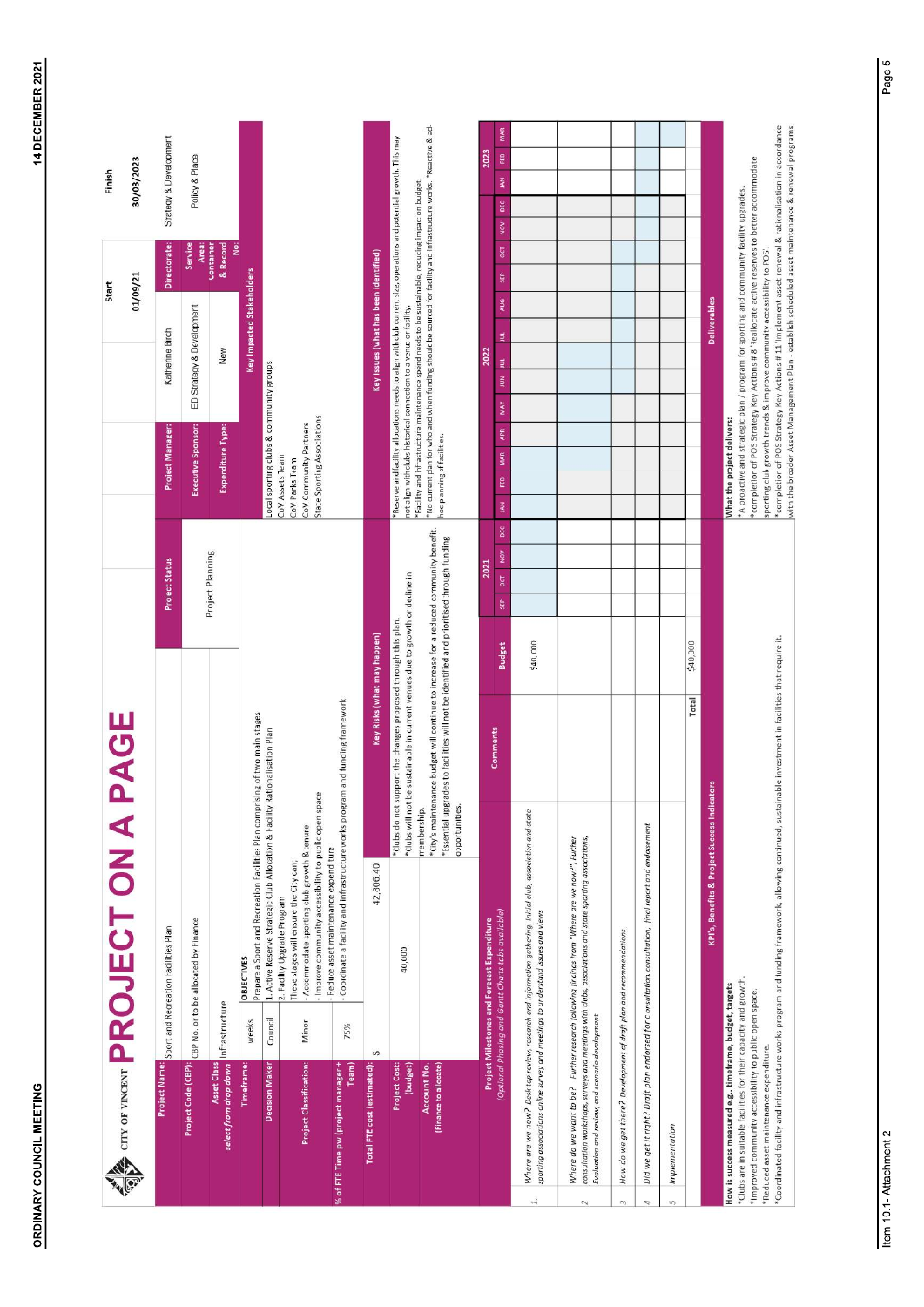# PROJECT ON A PAGE

CITY OF VINCENT

| | | | | |
|---|---|---|---|---|
| **Project Name:** | Sport and Recreation Facilities Plan | **Project Status** | **Start** 01/09/21 | **Finish** 30/03/2023 |
| **Project Code (CBP):** | CBP No. or to be allocated by Finance | Project Planning | **Project Manager:** Katherine Birch | **Directorate:** Strategy & Development |
| **Asset Class** *select from drop down* | Infrastructure | | **Executive Sponsor:** ED Strategy & Development | **Service Area:** Policy & Place |
| **Timeframe:** | weeks | | **Expenditure Type:** New | **Container & Record No:** |
| **Decision Maker** | Council | | | |

**OBJECTIVES**

Prepare a Sport and Recreation Facilities Plan comprising of two main stages
1. Active Reserve Strategic Club Allocation & Facility Rationalisation Plan
2. Facility Upgrade Program

These stages will ensure the City can;
- Accommodate sporting club growth & ensure
- Improve community accessibility to public open space
- Reduce asset maintenance expenditure
- Coordinate a facility and infrastructure works program and funding framework

| | |
|---|---|
| **Project Classification:** | Minor |
| **% of FTE Time pw (project manager + Team)** | 75% |
| **Total FTE cost (estimated):** | $ 42,806.40 |
| **Project Cost: (budget)** | 40,000 |
| **Account No. (Finance to allocate)** | |

**Key Impacted Stakeholders**

Local sporting clubs & community groups
CoV Assets Team
CoV Parks Team
CoV Community Partners
State Sporting Associations

**Key Risks (what may happen)**

*Clubs do not support the changes proposed through this plan.
*Clubs will not be sustainable in current venues due to growth or decline in membership.
*City's maintenance budget will continue to increase for a reduced community benefit.
*Essential upgrades to facilities will not be identified and prioritised through funding opportunities.

**Key Issues (what has been identified)**

*Reserve and facility allocations needs to align with club current size, operations and potential growth. This may not align with clubs historical connection to a venue or facility.
*Facility and infrastructure maintenance spend needs to be sustainable, reducing impact on budget.
*No current plan for who and when funding should be sourced for facility and infrastructure works. *Reactive & ad-hoc planning of facilities.

**Project Milestones and Forecast Expenditure** *(Optional Phasing and Gantt Charts tabs available)*

| # | Milestone | Comments | Budget |
|---|---|---|---|
| 1 | *Where are we now? Desk top review, research and information gathering. Initial club, association and state sporting associations online survey and meetings to understand issues and views* | | $40,000 |
| 2 | *Where do we want to be? Further research following findings from "Where are we now?". Further consultation workshops, surveys and meetings with clubs, associations and state sporting associations. Evaluation and review, and scenario development* | | |
| 3 | *How do we get there? Development of draft plan and recommendations* | | |
| 4 | *Did we get it right? Draft plan endorsed for consultation consultation, final report and endorsement* | | |
| 5 | *Implementation* | | |
| | | **Total** | $40,000 |

**KPIs, Benefits & Project Success Indicators**

How is success measured e.g.. timeframe, budget, targets
*Clubs are in suitable facilities for their capacity and growth.
*Improved community accessibility to public open space.
*Reduced asset maintenance expenditure.
*Coordinated facility and infrastructure works program and funding framework, allowing continued, sustainable investment in facilities that require it.

**Deliverables**

What the project delivers:
*A proactive and strategic plan / program for sporting and community facility upgrades.
*completion of POS Strategy Key Actions # 8 'reallocate active reserves to better accommodate sporting club growth trends & improve community accessibility to POS'.
*completion of POS Strategy Key Actions # 11 'implement asset renewal & rationalisation in accordance with the broader Asset Management Plan - establish scheduled asset maintenance & renewal programs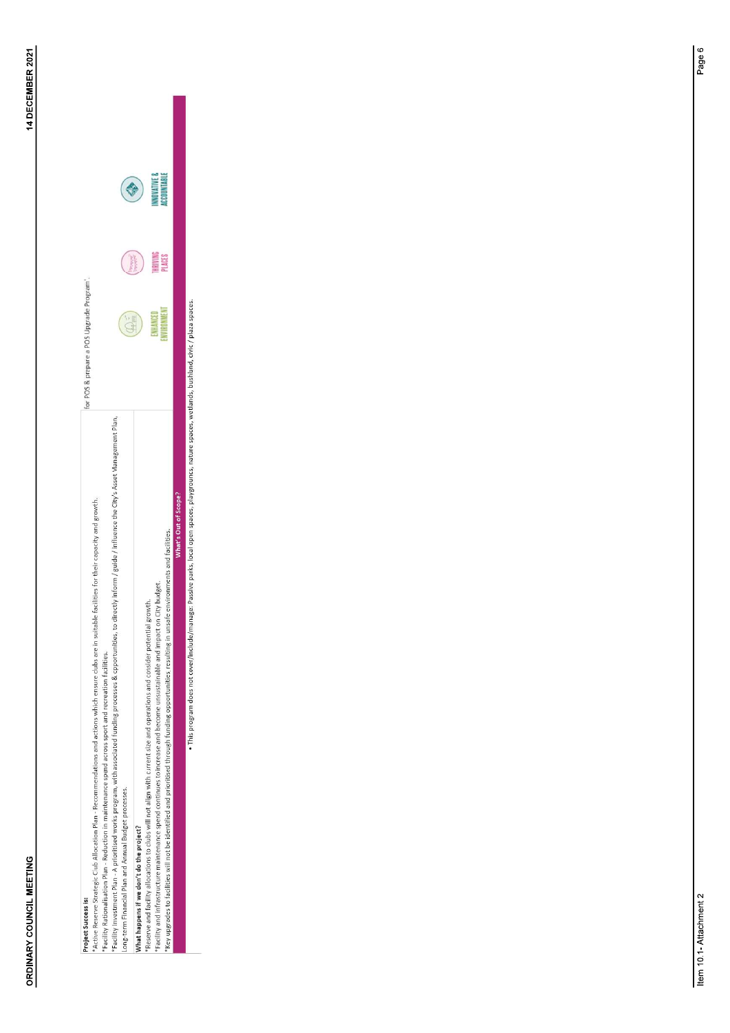**Project Success is:**

*Active Reserve Strategic Club Allocation Plan - Recommendations and actions which ensure clubs are in suitable facilities for their capacity and growth.

*Facility Rationalisation Plan - Reduction in maintenance spend across sport and recreation facilities.

*Facility Investment Plan - A prioritised works program, with associated funding processes & opportunities, to directly inform / guide / influence the City's Asset Management Plan, Long-term Financial Plan and Annual Budget processes.

for POS & prepare a POS Upgrade Program'.

**What happens if we don't do the project?**

*Reserve and facility allocations to clubs will not align with current size and operations and consider potential growth.

*Facility and infrastructure maintenance spend continues to increase and become unsustainable and impact on City budget.

*Key upgrades to facilities will not be identified and prioritised through funding opportunities, resulting in unsafe environments and facilities.

ENHANCED ENVIRONMENT

THRIVING PLACES

INNOVATIVE & ACCOUNTABLE

**What's Out of Scope?**

- This program does not cover/include/manage: Passive parks, local open spaces, playgrounds, nature spaces, wetlands, bushland, civic / plaza spaces.